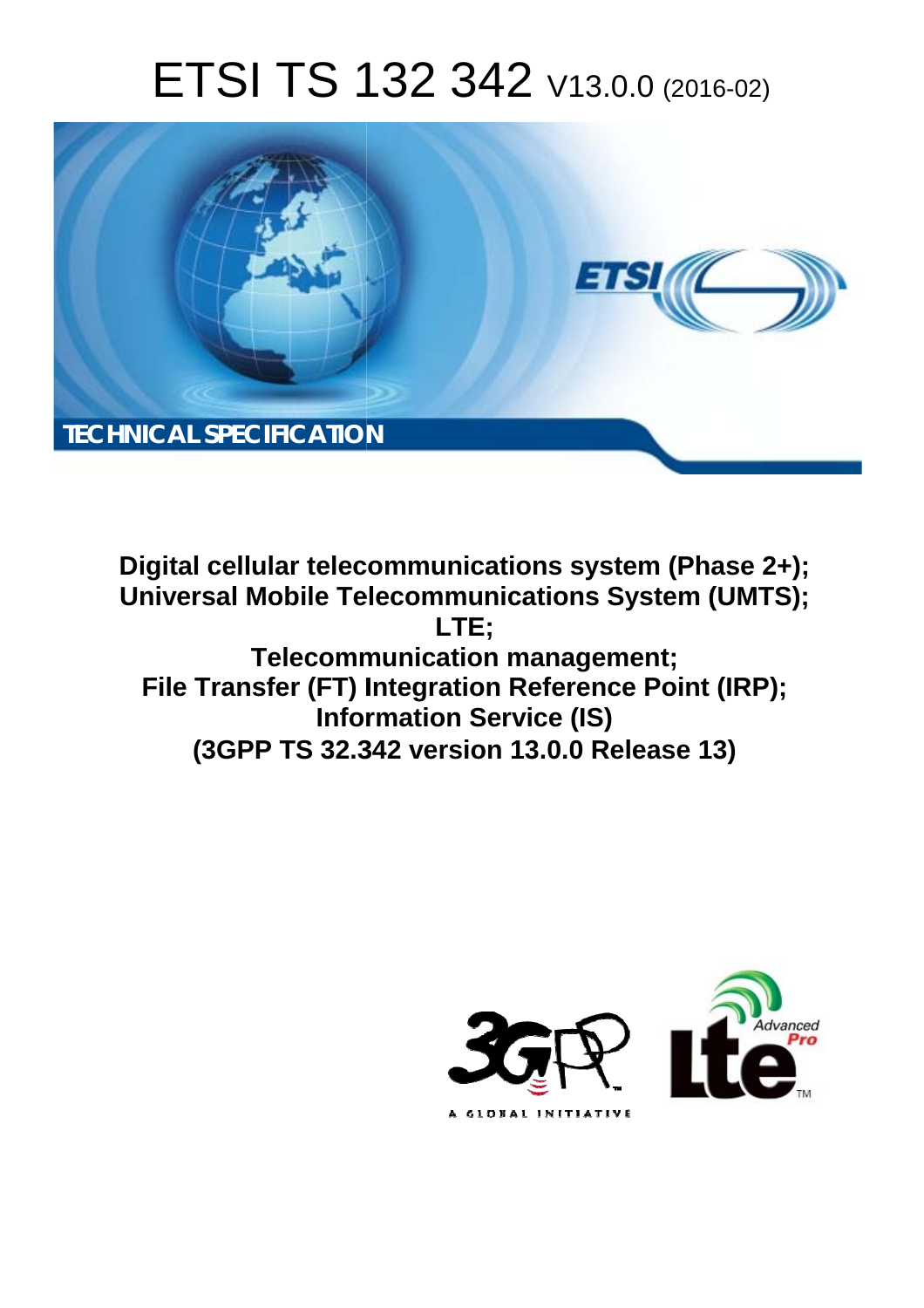# ETSI TS 132 342 V13.0.0 (2016-02)

**TECHNICAL SPECIFICATION**

**Digital cellular telecommunications system (Phase 2+);**
**Universal Mobile Telecommunications System (UMTS);**
**LTE;**
**Telecommunication management;**
**File Transfer (FT) Integration Reference Point (IRP);**
**Information Service (IS)**
**(3GPP TS 32.342 version 13.0.0 Release 13)**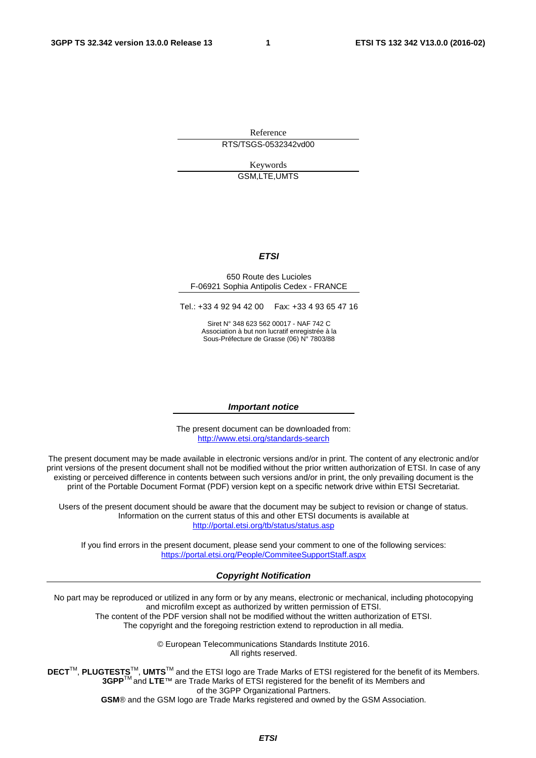Reference

RTS/TSGS-0532342vd00

Keywords

GSM,LTE,UMTS

***ETSI***

650 Route des Lucioles
F-06921 Sophia Antipolis Cedex - FRANCE

Tel.: +33 4 92 94 42 00   Fax: +33 4 93 65 47 16

Siret N° 348 623 562 00017 - NAF 742 C
Association à but non lucratif enregistrée à la
Sous-Préfecture de Grasse (06) N° 7803/88

***Important notice***

The present document can be downloaded from:
http://www.etsi.org/standards-search

The present document may be made available in electronic versions and/or in print. The content of any electronic and/or print versions of the present document shall not be modified without the prior written authorization of ETSI. In case of any existing or perceived difference in contents between such versions and/or in print, the only prevailing document is the print of the Portable Document Format (PDF) version kept on a specific network drive within ETSI Secretariat.

Users of the present document should be aware that the document may be subject to revision or change of status. Information on the current status of this and other ETSI documents is available at
http://portal.etsi.org/tb/status/status.asp

If you find errors in the present document, please send your comment to one of the following services:
https://portal.etsi.org/People/CommiteeSupportStaff.aspx

***Copyright Notification***

No part may be reproduced or utilized in any form or by any means, electronic or mechanical, including photocopying and microfilm except as authorized by written permission of ETSI.
The content of the PDF version shall not be modified without the written authorization of ETSI.
The copyright and the foregoing restriction extend to reproduction in all media.

© European Telecommunications Standards Institute 2016.
All rights reserved.

**DECT**™, **PLUGTESTS**™, **UMTS**™ and the ETSI logo are Trade Marks of ETSI registered for the benefit of its Members.
**3GPP**™ and **LTE**™ are Trade Marks of ETSI registered for the benefit of its Members and of the 3GPP Organizational Partners.
**GSM**® and the GSM logo are Trade Marks registered and owned by the GSM Association.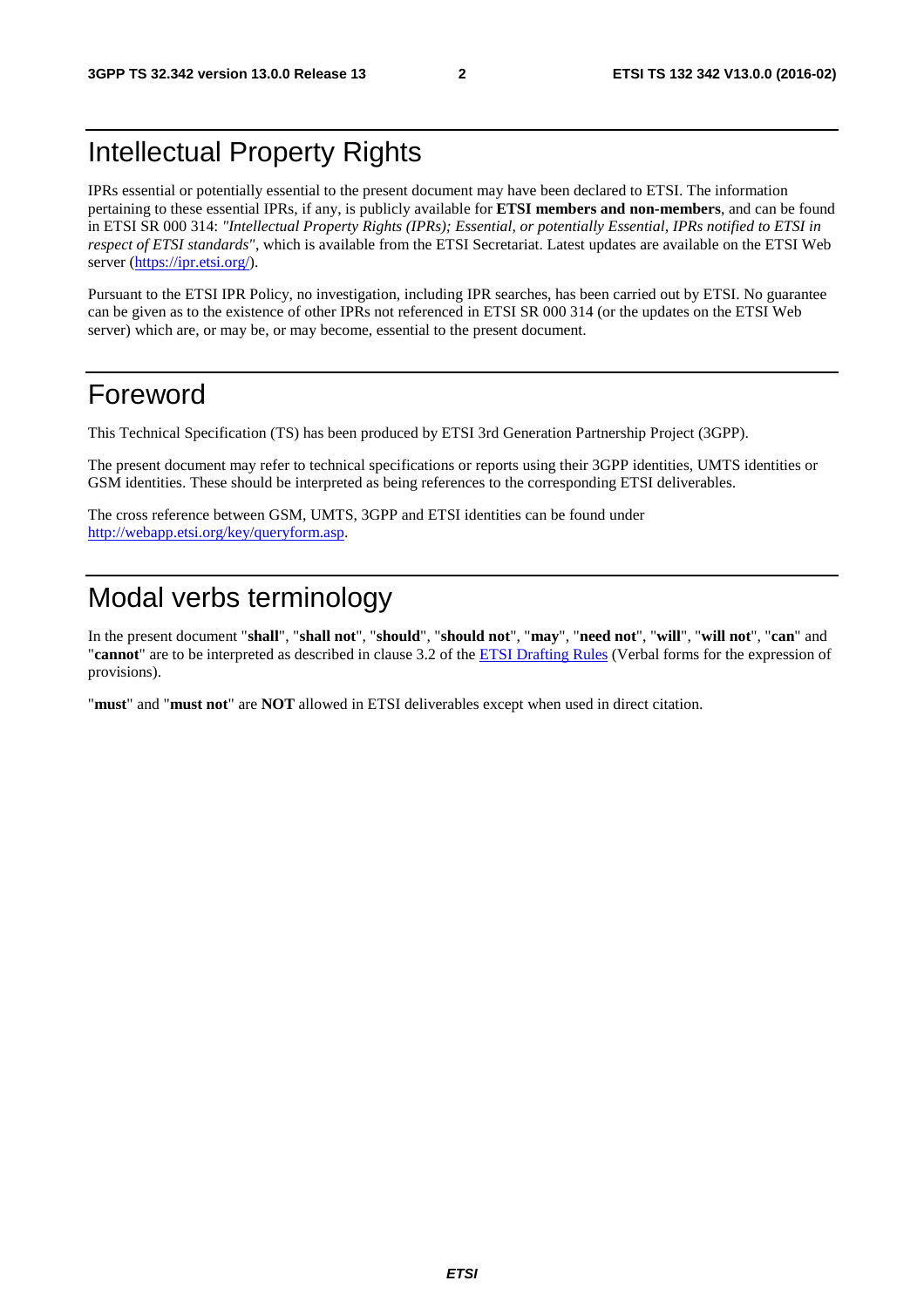# Intellectual Property Rights

IPRs essential or potentially essential to the present document may have been declared to ETSI. The information pertaining to these essential IPRs, if any, is publicly available for **ETSI members and non-members**, and can be found in ETSI SR 000 314: *"Intellectual Property Rights (IPRs); Essential, or potentially Essential, IPRs notified to ETSI in respect of ETSI standards"*, which is available from the ETSI Secretariat. Latest updates are available on the ETSI Web server (https://ipr.etsi.org/).

Pursuant to the ETSI IPR Policy, no investigation, including IPR searches, has been carried out by ETSI. No guarantee can be given as to the existence of other IPRs not referenced in ETSI SR 000 314 (or the updates on the ETSI Web server) which are, or may be, or may become, essential to the present document.

# Foreword

This Technical Specification (TS) has been produced by ETSI 3rd Generation Partnership Project (3GPP).

The present document may refer to technical specifications or reports using their 3GPP identities, UMTS identities or GSM identities. These should be interpreted as being references to the corresponding ETSI deliverables.

The cross reference between GSM, UMTS, 3GPP and ETSI identities can be found under http://webapp.etsi.org/key/queryform.asp.

# Modal verbs terminology

In the present document "**shall**", "**shall not**", "**should**", "**should not**", "**may**", "**need not**", "**will**", "**will not**", "**can**" and "**cannot**" are to be interpreted as described in clause 3.2 of the ETSI Drafting Rules (Verbal forms for the expression of provisions).

"**must**" and "**must not**" are **NOT** allowed in ETSI deliverables except when used in direct citation.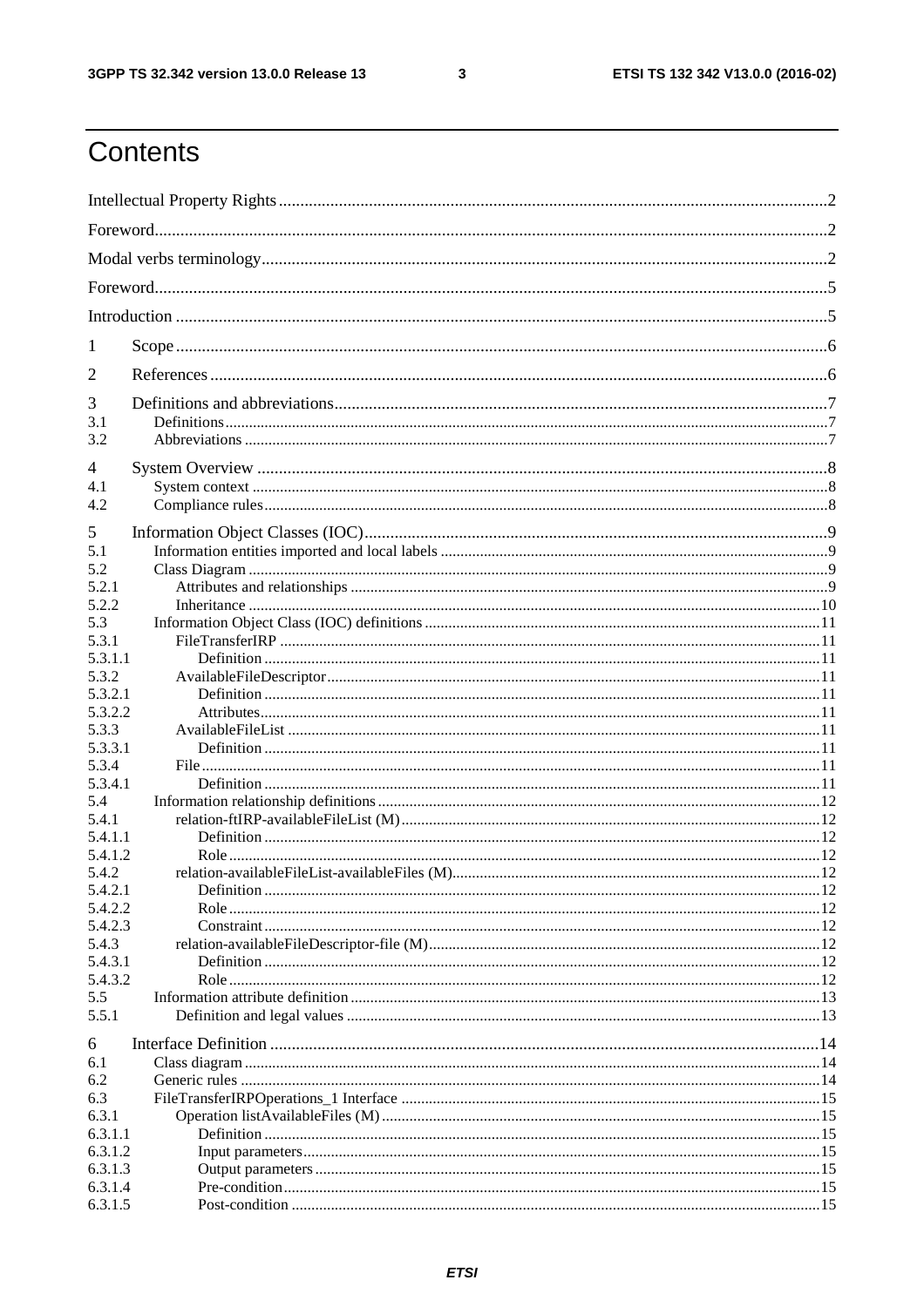# Contents

Intellectual Property Rights ........................................................................................................................2

Foreword........................................................................................................................................................2

Modal verbs terminology..............................................................................................................................2

Foreword........................................................................................................................................................5

Introduction ...................................................................................................................................................5

1 Scope .........................................................................................................................................................6

2 References .................................................................................................................................................6

3 Definitions and abbreviations....................................................................................................................7

3.1 Definitions ..............................................................................................................................................7

3.2 Abbreviations .........................................................................................................................................7

4 System Overview .......................................................................................................................................8

4.1 System context ........................................................................................................................................8

4.2 Compliance rules.....................................................................................................................................8

5 Information Object Classes (IOC)..............................................................................................................9

5.1 Information entities imported and local labels .........................................................................................9

5.2 Class Diagram .........................................................................................................................................9

5.2.1 Attributes and relationships ................................................................................................................9

5.2.2 Inheritance .........................................................................................................................................10

5.3 Information Object Class (IOC) definitions ............................................................................................11

5.3.1 FileTransferIRP ................................................................................................................................11

5.3.1.1 Definition .......................................................................................................................................11

5.3.2 AvailableFileDescriptor.....................................................................................................................11

5.3.2.1 Definition .......................................................................................................................................11

5.3.2.2 Attributes........................................................................................................................................11

5.3.3 AvailableFileList ...............................................................................................................................11

5.3.3.1 Definition .......................................................................................................................................11

5.3.4 File.....................................................................................................................................................11

5.3.4.1 Definition .......................................................................................................................................11

5.4 Information relationship definitions .........................................................................................................12

5.4.1 relation-ftIRP-availableFileList (M) ...................................................................................................12

5.4.1.1 Definition .......................................................................................................................................12

5.4.1.2 Role ................................................................................................................................................12

5.4.2 relation-availableFileList-availableFiles (M).......................................................................................12

5.4.2.1 Definition .......................................................................................................................................12

5.4.2.2 Role ................................................................................................................................................12

5.4.2.3 Constraint.......................................................................................................................................12

5.4.3 relation-availableFileDescriptor-file (M).............................................................................................12

5.4.3.1 Definition .......................................................................................................................................12

5.4.3.2 Role ................................................................................................................................................12

5.5 Information attribute definition ...............................................................................................................13

5.5.1 Definition and legal values .................................................................................................................13

6 Interface Definition ..................................................................................................................................14

6.1 Class diagram .........................................................................................................................................14

6.2 Generic rules ..........................................................................................................................................14

6.3 FileTransferIRPOperations_1 Interface ...................................................................................................15

6.3.1 Operation listAvailableFiles (M) ........................................................................................................15

6.3.1.1 Definition .......................................................................................................................................15

6.3.1.2 Input parameters.............................................................................................................................15

6.3.1.3 Output parameters ..........................................................................................................................15

6.3.1.4 Pre-condition..................................................................................................................................15

6.3.1.5 Post-condition ................................................................................................................................15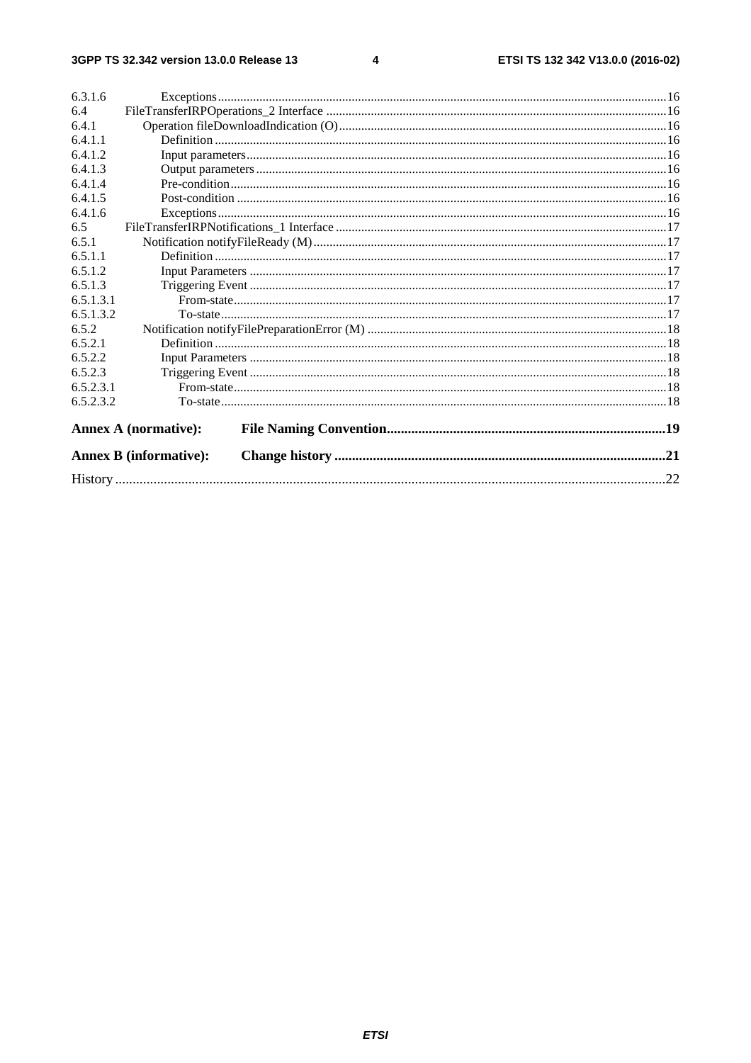6.3.1.6 Exceptions ........................................................................................................................................16
6.4 FileTransferIRPOperations_2 Interface ....................................................................................................16
6.4.1 Operation fileDownloadIndication (O) ....................................................................................................16
6.4.1.1 Definition ..........................................................................................................................................16
6.4.1.2 Input parameters ...............................................................................................................................16
6.4.1.3 Output parameters .............................................................................................................................16
6.4.1.4 Pre-condition .....................................................................................................................................16
6.4.1.5 Post-condition ...................................................................................................................................16
6.4.1.6 Exceptions ........................................................................................................................................16
6.5 FileTransferIRPNotifications_1 Interface .................................................................................................17
6.5.1 Notification notifyFileReady (M) ............................................................................................................17
6.5.1.1 Definition ..........................................................................................................................................17
6.5.1.2 Input Parameters ...............................................................................................................................17
6.5.1.3 Triggering Event ...............................................................................................................................17
6.5.1.3.1 From-state ....................................................................................................................................17
6.5.1.3.2 To-state ........................................................................................................................................17
6.5.2 Notification notifyFilePreparationError (M) ............................................................................................18
6.5.2.1 Definition ..........................................................................................................................................18
6.5.2.2 Input Parameters ...............................................................................................................................18
6.5.2.3 Triggering Event ...............................................................................................................................18
6.5.2.3.1 From-state ....................................................................................................................................18
6.5.2.3.2 To-state ........................................................................................................................................18

**Annex A (normative): File Naming Convention..............................................................................19**

**Annex B (informative): Change history ..............................................................................................21**

History ...............................................................................................................................................................22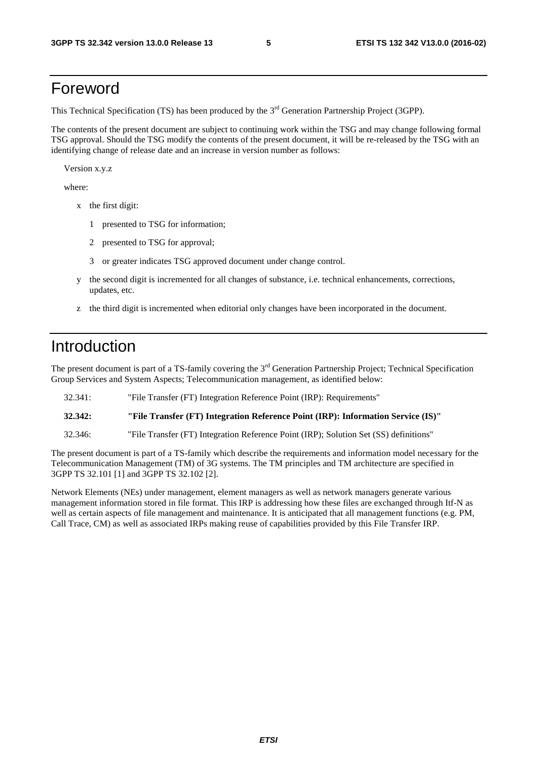# Foreword

This Technical Specification (TS) has been produced by the 3rd Generation Partnership Project (3GPP).

The contents of the present document are subject to continuing work within the TSG and may change following formal TSG approval. Should the TSG modify the contents of the present document, it will be re-released by the TSG with an identifying change of release date and an increase in version number as follows:

Version x.y.z

where:

- x the first digit:
  - 1 presented to TSG for information;
  - 2 presented to TSG for approval;
  - 3 or greater indicates TSG approved document under change control.
- y the second digit is incremented for all changes of substance, i.e. technical enhancements, corrections, updates, etc.
- z the third digit is incremented when editorial only changes have been incorporated in the document.

# Introduction

The present document is part of a TS-family covering the 3rd Generation Partnership Project; Technical Specification Group Services and System Aspects; Telecommunication management, as identified below:

32.341: "File Transfer (FT) Integration Reference Point (IRP): Requirements"

**32.342: "File Transfer (FT) Integration Reference Point (IRP): Information Service (IS)"**

32.346: "File Transfer (FT) Integration Reference Point (IRP); Solution Set (SS) definitions"

The present document is part of a TS-family which describe the requirements and information model necessary for the Telecommunication Management (TM) of 3G systems. The TM principles and TM architecture are specified in 3GPP TS 32.101 [1] and 3GPP TS 32.102 [2].

Network Elements (NEs) under management, element managers as well as network managers generate various management information stored in file format. This IRP is addressing how these files are exchanged through Itf-N as well as certain aspects of file management and maintenance. It is anticipated that all management functions (e.g. PM, Call Trace, CM) as well as associated IRPs making reuse of capabilities provided by this File Transfer IRP.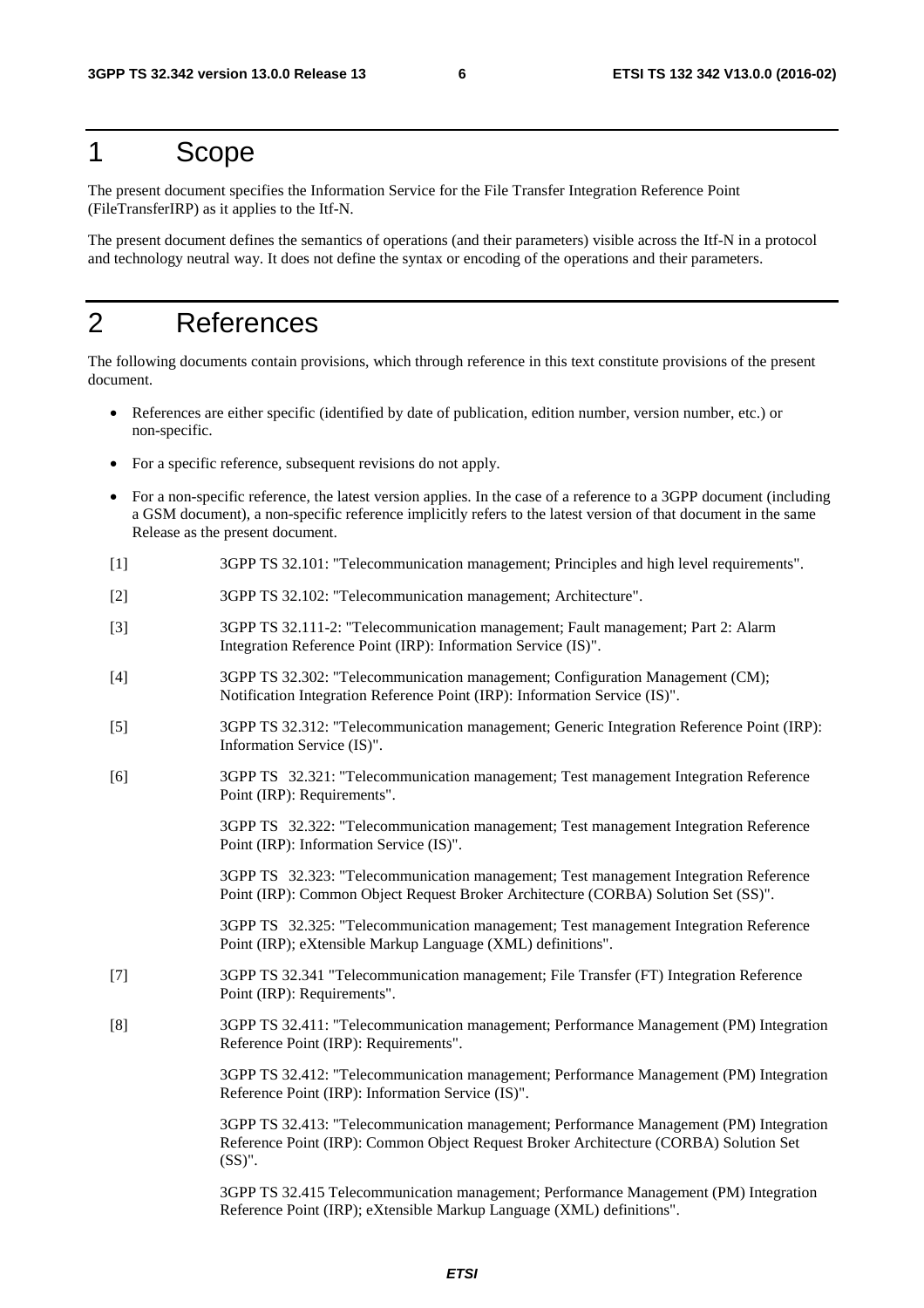# 1 Scope

The present document specifies the Information Service for the File Transfer Integration Reference Point (FileTransferIRP) as it applies to the Itf-N.

The present document defines the semantics of operations (and their parameters) visible across the Itf-N in a protocol and technology neutral way. It does not define the syntax or encoding of the operations and their parameters.

# 2 References

The following documents contain provisions, which through reference in this text constitute provisions of the present document.

- References are either specific (identified by date of publication, edition number, version number, etc.) or non-specific.
- For a specific reference, subsequent revisions do not apply.
- For a non-specific reference, the latest version applies. In the case of a reference to a 3GPP document (including a GSM document), a non-specific reference implicitly refers to the latest version of that document in the same Release as the present document.

[1] 3GPP TS 32.101: "Telecommunication management; Principles and high level requirements".

[2] 3GPP TS 32.102: "Telecommunication management; Architecture".

[3] 3GPP TS 32.111-2: "Telecommunication management; Fault management; Part 2: Alarm Integration Reference Point (IRP): Information Service (IS)".

[4] 3GPP TS 32.302: "Telecommunication management; Configuration Management (CM); Notification Integration Reference Point (IRP): Information Service (IS)".

[5] 3GPP TS 32.312: "Telecommunication management; Generic Integration Reference Point (IRP): Information Service (IS)".

[6] 3GPP TS 32.321: "Telecommunication management; Test management Integration Reference Point (IRP): Requirements".

3GPP TS 32.322: "Telecommunication management; Test management Integration Reference Point (IRP): Information Service (IS)".

3GPP TS 32.323: "Telecommunication management; Test management Integration Reference Point (IRP): Common Object Request Broker Architecture (CORBA) Solution Set (SS)".

3GPP TS 32.325: "Telecommunication management; Test management Integration Reference Point (IRP); eXtensible Markup Language (XML) definitions".

[7] 3GPP TS 32.341 "Telecommunication management; File Transfer (FT) Integration Reference Point (IRP): Requirements".

[8] 3GPP TS 32.411: "Telecommunication management; Performance Management (PM) Integration Reference Point (IRP): Requirements".

3GPP TS 32.412: "Telecommunication management; Performance Management (PM) Integration Reference Point (IRP): Information Service (IS)".

3GPP TS 32.413: "Telecommunication management; Performance Management (PM) Integration Reference Point (IRP): Common Object Request Broker Architecture (CORBA) Solution Set (SS)".

3GPP TS 32.415 Telecommunication management; Performance Management (PM) Integration Reference Point (IRP); eXtensible Markup Language (XML) definitions".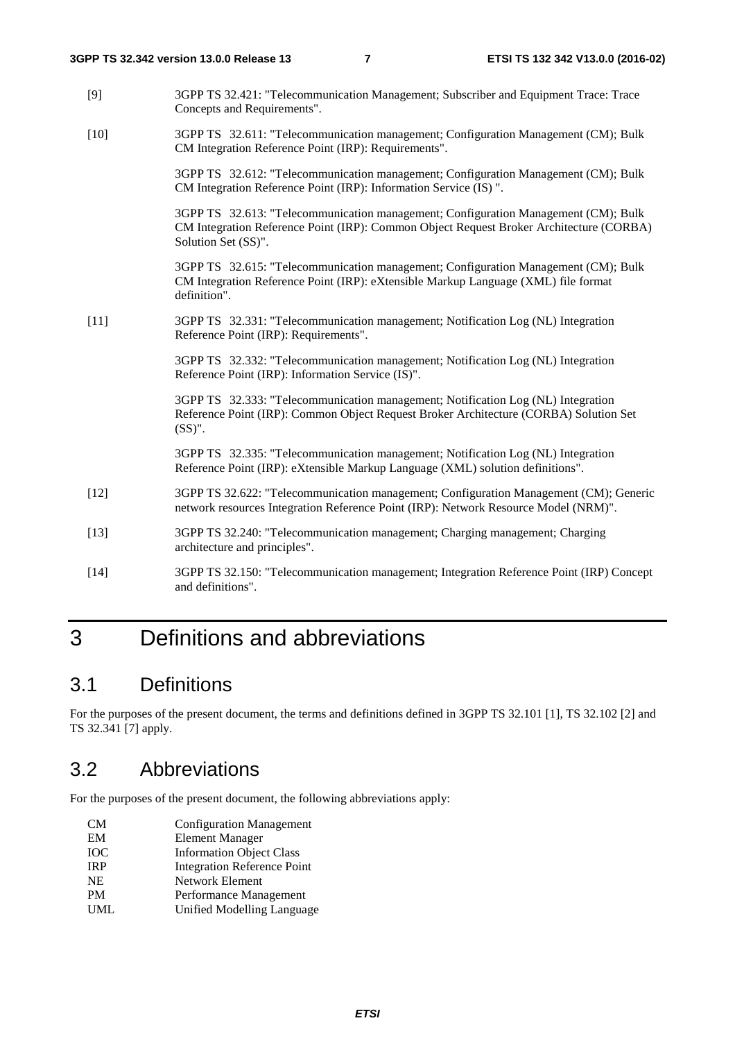[9] 3GPP TS 32.421: "Telecommunication Management; Subscriber and Equipment Trace: Trace Concepts and Requirements".

[10] 3GPP TS 32.611: "Telecommunication management; Configuration Management (CM); Bulk CM Integration Reference Point (IRP): Requirements".

3GPP TS 32.612: "Telecommunication management; Configuration Management (CM); Bulk CM Integration Reference Point (IRP): Information Service (IS) ".

3GPP TS 32.613: "Telecommunication management; Configuration Management (CM); Bulk CM Integration Reference Point (IRP): Common Object Request Broker Architecture (CORBA) Solution Set (SS)".

3GPP TS 32.615: "Telecommunication management; Configuration Management (CM); Bulk CM Integration Reference Point (IRP): eXtensible Markup Language (XML) file format definition".

[11] 3GPP TS 32.331: "Telecommunication management; Notification Log (NL) Integration Reference Point (IRP): Requirements".

3GPP TS 32.332: "Telecommunication management; Notification Log (NL) Integration Reference Point (IRP): Information Service (IS)".

3GPP TS 32.333: "Telecommunication management; Notification Log (NL) Integration Reference Point (IRP): Common Object Request Broker Architecture (CORBA) Solution Set (SS)".

3GPP TS 32.335: "Telecommunication management; Notification Log (NL) Integration Reference Point (IRP): eXtensible Markup Language (XML) solution definitions".

[12] 3GPP TS 32.622: "Telecommunication management; Configuration Management (CM); Generic network resources Integration Reference Point (IRP): Network Resource Model (NRM)".

[13] 3GPP TS 32.240: "Telecommunication management; Charging management; Charging architecture and principles".

[14] 3GPP TS 32.150: "Telecommunication management; Integration Reference Point (IRP) Concept and definitions".

# 3 Definitions and abbreviations

## 3.1 Definitions

For the purposes of the present document, the terms and definitions defined in 3GPP TS 32.101 [1], TS 32.102 [2] and TS 32.341 [7] apply.

## 3.2 Abbreviations

For the purposes of the present document, the following abbreviations apply:

CM Configuration Management
EM Element Manager
IOC Information Object Class
IRP Integration Reference Point
NE Network Element
PM Performance Management
UML Unified Modelling Language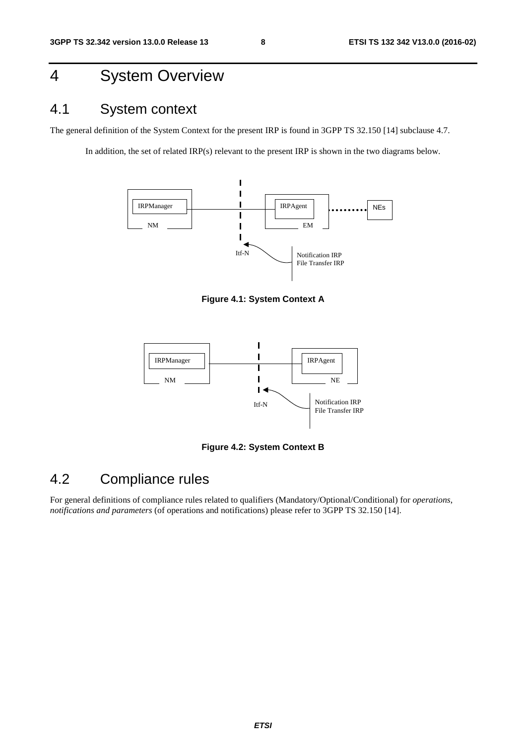# 4 System Overview

## 4.1 System context

The general definition of the System Context for the present IRP is found in 3GPP TS 32.150 [14] subclause 4.7.

In addition, the set of related IRP(s) relevant to the present IRP is shown in the two diagrams below.

IRPManager NM — Itf-N — IRPAgent EM ........ NEs

Notification IRP
File Transfer IRP

**Figure 4.1: System Context A**

IRPManager NM — Itf-N — IRPAgent NE

Notification IRP
File Transfer IRP

**Figure 4.2: System Context B**

## 4.2 Compliance rules

For general definitions of compliance rules related to qualifiers (Mandatory/Optional/Conditional) for *operations, notifications and parameters* (of operations and notifications) please refer to 3GPP TS 32.150 [14].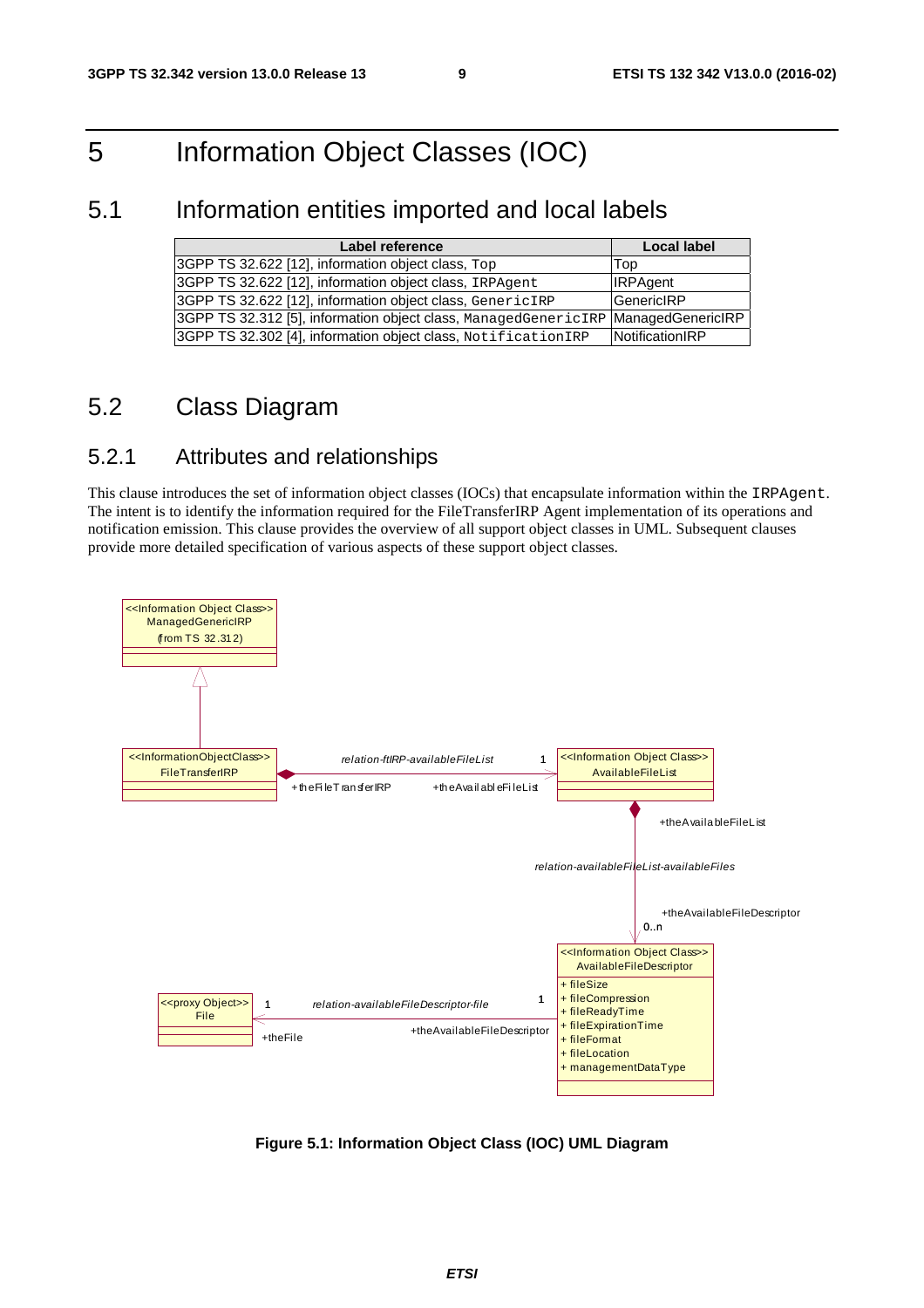# 5 Information Object Classes (IOC)

## 5.1 Information entities imported and local labels

| Label reference | Local label |
|---|---|
| 3GPP TS 32.622 [12], information object class, `Top` | Top |
| 3GPP TS 32.622 [12], information object class, `IRPAgent` | IRPAgent |
| 3GPP TS 32.622 [12], information object class, `GenericIRP` | GenericIRP |
| 3GPP TS 32.312 [5], information object class, `ManagedGenericIRP` | ManagedGenericIRP |
| 3GPP TS 32.302 [4], information object class, `NotificationIRP` | NotificationIRP |

## 5.2 Class Diagram

### 5.2.1 Attributes and relationships

This clause introduces the set of information object classes (IOCs) that encapsulate information within the `IRPAgent`. The intent is to identify the information required for the FileTransferIRP Agent implementation of its operations and notification emission. This clause provides the overview of all support object classes in UML. Subsequent clauses provide more detailed specification of various aspects of these support object classes.

**Figure 5.1: Information Object Class (IOC) UML Diagram**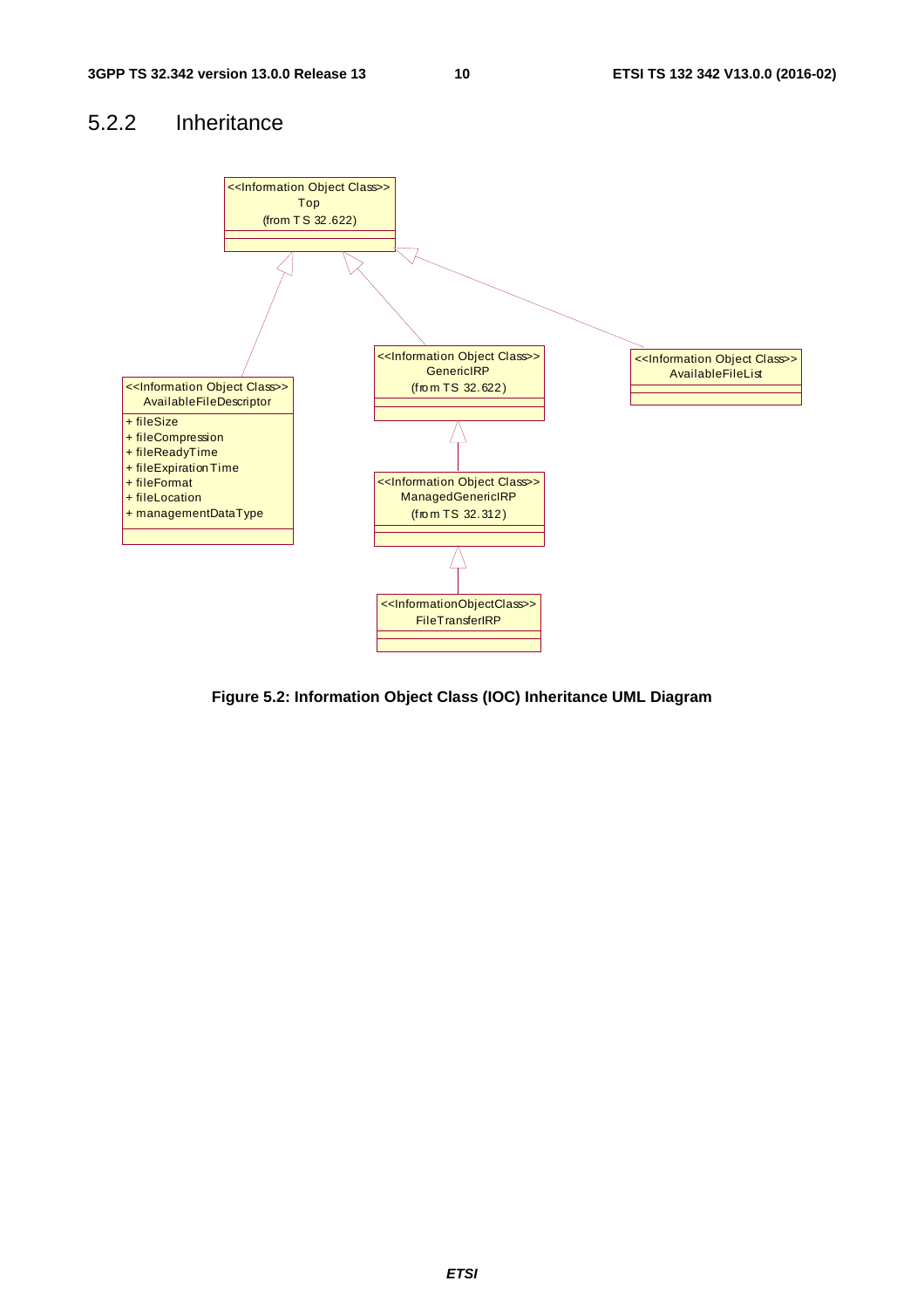### 5.2.2 Inheritance

Figure 5.2: Information Object Class (IOC) Inheritance UML Diagram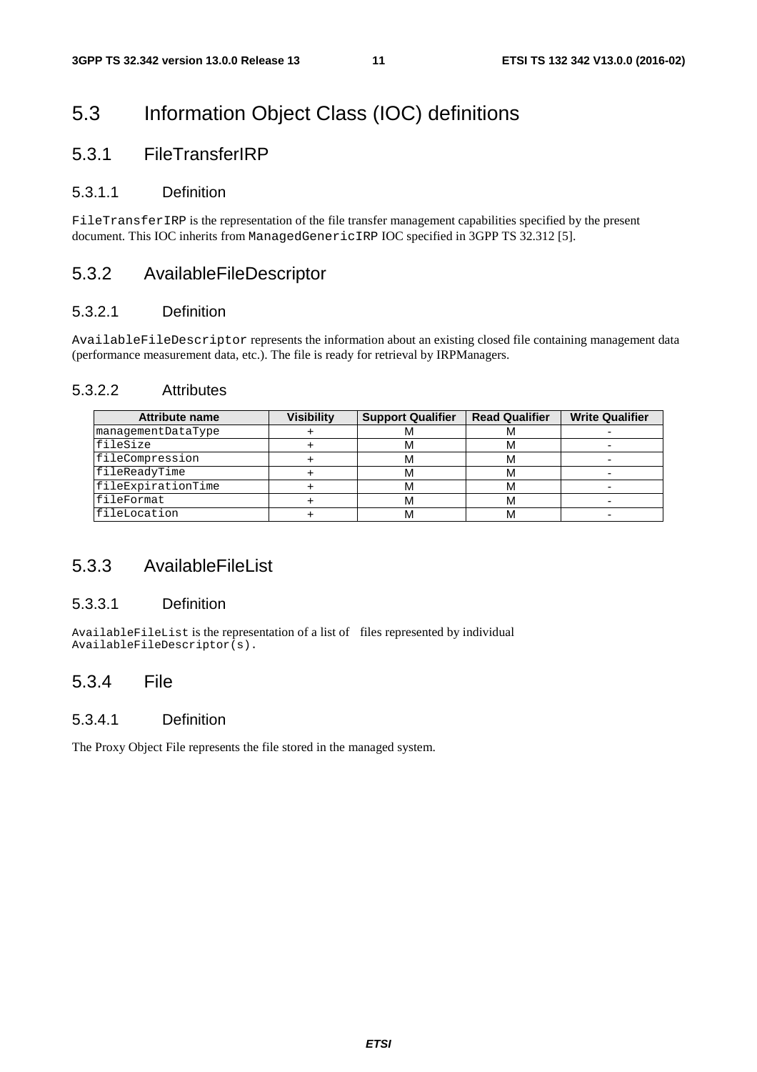# 5.3 Information Object Class (IOC) definitions

## 5.3.1 FileTransferIRP

### 5.3.1.1 Definition

FileTransferIRP is the representation of the file transfer management capabilities specified by the present document. This IOC inherits from ManagedGenericIRP IOC specified in 3GPP TS 32.312 [5].

## 5.3.2 AvailableFileDescriptor

### 5.3.2.1 Definition

AvailableFileDescriptor represents the information about an existing closed file containing management data (performance measurement data, etc.). The file is ready for retrieval by IRPManagers.

### 5.3.2.2 Attributes

| Attribute name | Visibility | Support Qualifier | Read Qualifier | Write Qualifier |
|---|---|---|---|---|
| managementDataType | + | M | M | - |
| fileSize | + | M | M | - |
| fileCompression | + | M | M | - |
| fileReadyTime | + | M | M | - |
| fileExpirationTime | + | M | M | - |
| fileFormat | + | M | M | - |
| fileLocation | + | M | M | - |

## 5.3.3 AvailableFileList

### 5.3.3.1 Definition

AvailableFileList is the representation of a list of files represented by individual AvailableFileDescriptor(s).

## 5.3.4 File

### 5.3.4.1 Definition

The Proxy Object File represents the file stored in the managed system.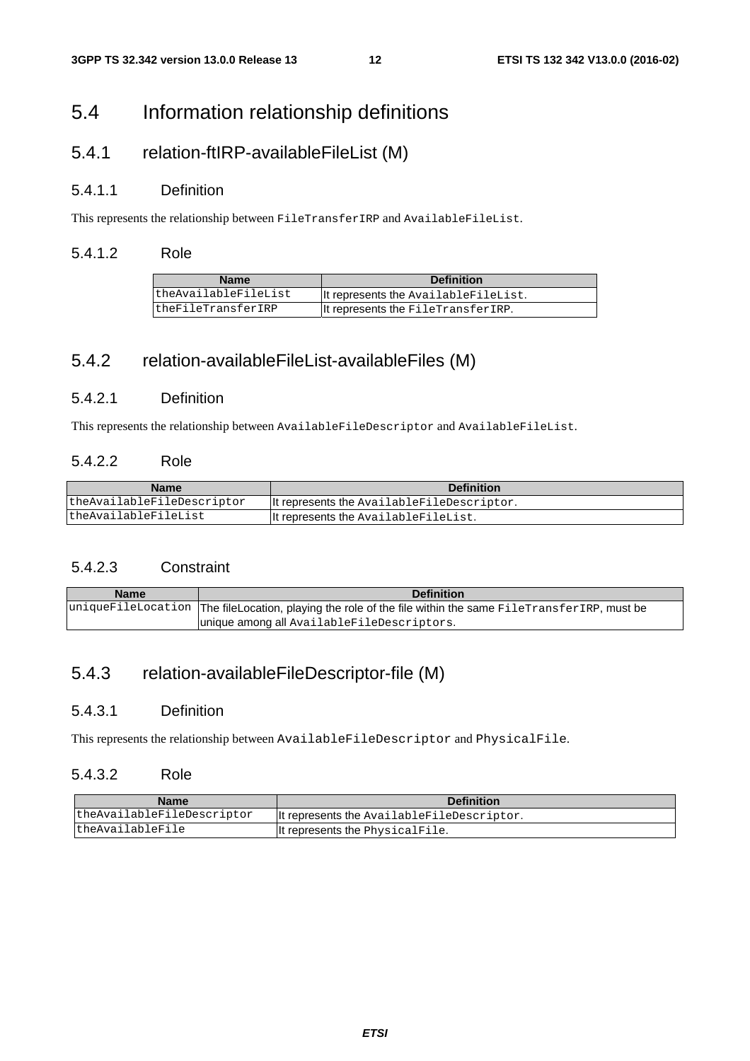# 5.4 Information relationship definitions

## 5.4.1 relation-ftIRP-availableFileList (M)

### 5.4.1.1 Definition

This represents the relationship between FileTransferIRP and AvailableFileList.

### 5.4.1.2 Role

| Name | Definition |
|---|---|
| theAvailableFileList | It represents the AvailableFileList. |
| theFileTransferIRP | It represents the FileTransferIRP. |

## 5.4.2 relation-availableFileList-availableFiles (M)

### 5.4.2.1 Definition

This represents the relationship between AvailableFileDescriptor and AvailableFileList.

### 5.4.2.2 Role

| Name | Definition |
|---|---|
| theAvailableFileDescriptor | It represents the AvailableFileDescriptor. |
| theAvailableFileList | It represents the AvailableFileList. |

### 5.4.2.3 Constraint

| Name | Definition |
|---|---|
| uniqueFileLocation | The fileLocation, playing the role of the file within the same FileTransferIRP, must be unique among all AvailableFileDescriptors. |

## 5.4.3 relation-availableFileDescriptor-file (M)

### 5.4.3.1 Definition

This represents the relationship between AvailableFileDescriptor and PhysicalFile.

### 5.4.3.2 Role

| Name | Definition |
|---|---|
| theAvailableFileDescriptor | It represents the AvailableFileDescriptor. |
| theAvailableFile | It represents the PhysicalFile. |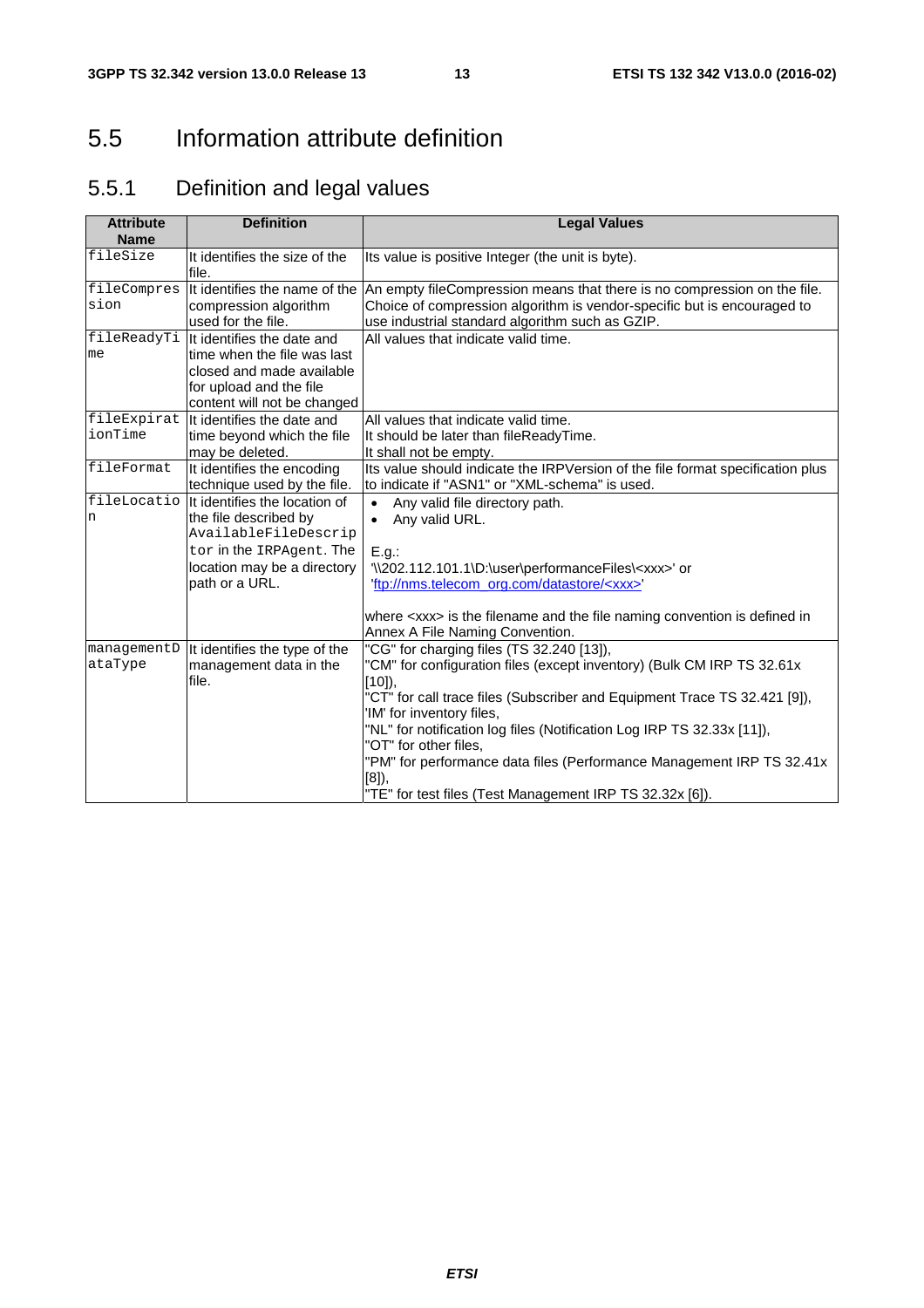## 5.5 Information attribute definition

### 5.5.1 Definition and legal values

| Attribute Name | Definition | Legal Values |
|---|---|---|
| fileSize | It identifies the size of the file. | Its value is positive Integer (the unit is byte). |
| fileCompression | It identifies the name of the compression algorithm used for the file. | An empty fileCompression means that there is no compression on the file. Choice of compression algorithm is vendor-specific but is encouraged to use industrial standard algorithm such as GZIP. |
| fileReadyTime | It identifies the date and time when the file was last closed and made available for upload and the file content will not be changed | All values that indicate valid time. |
| fileExpirationTime | It identifies the date and time beyond which the file may be deleted. | All values that indicate valid time.<br>It should be later than fileReadyTime.<br>It shall not be empty. |
| fileFormat | It identifies the encoding technique used by the file. | Its value should indicate the IRPVersion of the file format specification plus to indicate if "ASN1" or "XML-schema" is used. |
| fileLocation | It identifies the location of the file described by AvailableFileDescriptor in the IRPAgent. The location may be a directory path or a URL. | • Any valid file directory path.<br>• Any valid URL.<br><br>E.g.:<br>'\\202.112.101.1\D:\user\performanceFiles\<xxx>' or<br>'ftp://nms.telecom_org.com/datastore/<xxx>'<br><br>where <xxx> is the filename and the file naming convention is defined in Annex A File Naming Convention. |
| managementDataType | It identifies the type of the management data in the file. | "CG" for charging files (TS 32.240 [13]),<br>"CM" for configuration files (except inventory) (Bulk CM IRP TS 32.61x [10]),<br>"CT" for call trace files (Subscriber and Equipment Trace TS 32.421 [9]),<br>'IM' for inventory files,<br>"NL" for notification log files (Notification Log IRP TS 32.33x [11]),<br>"OT" for other files,<br>"PM" for performance data files (Performance Management IRP TS 32.41x [8]),<br>"TE" for test files (Test Management IRP TS 32.32x [6]). |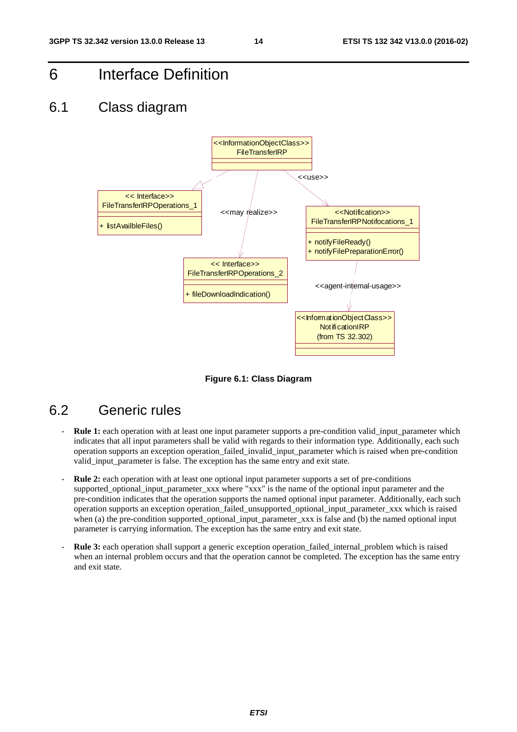# 6 Interface Definition

## 6.1 Class diagram

Figure 6.1: Class Diagram

## 6.2 Generic rules

- **Rule 1:** each operation with at least one input parameter supports a pre-condition valid_input_parameter which indicates that all input parameters shall be valid with regards to their information type. Additionally, each such operation supports an exception operation_failed_invalid_input_parameter which is raised when pre-condition valid_input_parameter is false. The exception has the same entry and exit state.

- **Rule 2:** each operation with at least one optional input parameter supports a set of pre-conditions supported_optional_input_parameter_xxx where "xxx" is the name of the optional input parameter and the pre-condition indicates that the operation supports the named optional input parameter. Additionally, each such operation supports an exception operation_failed_unsupported_optional_input_parameter_xxx which is raised when (a) the pre-condition supported_optional_input_parameter_xxx is false and (b) the named optional input parameter is carrying information. The exception has the same entry and exit state.

- **Rule 3:** each operation shall support a generic exception operation_failed_internal_problem which is raised when an internal problem occurs and that the operation cannot be completed. The exception has the same entry and exit state.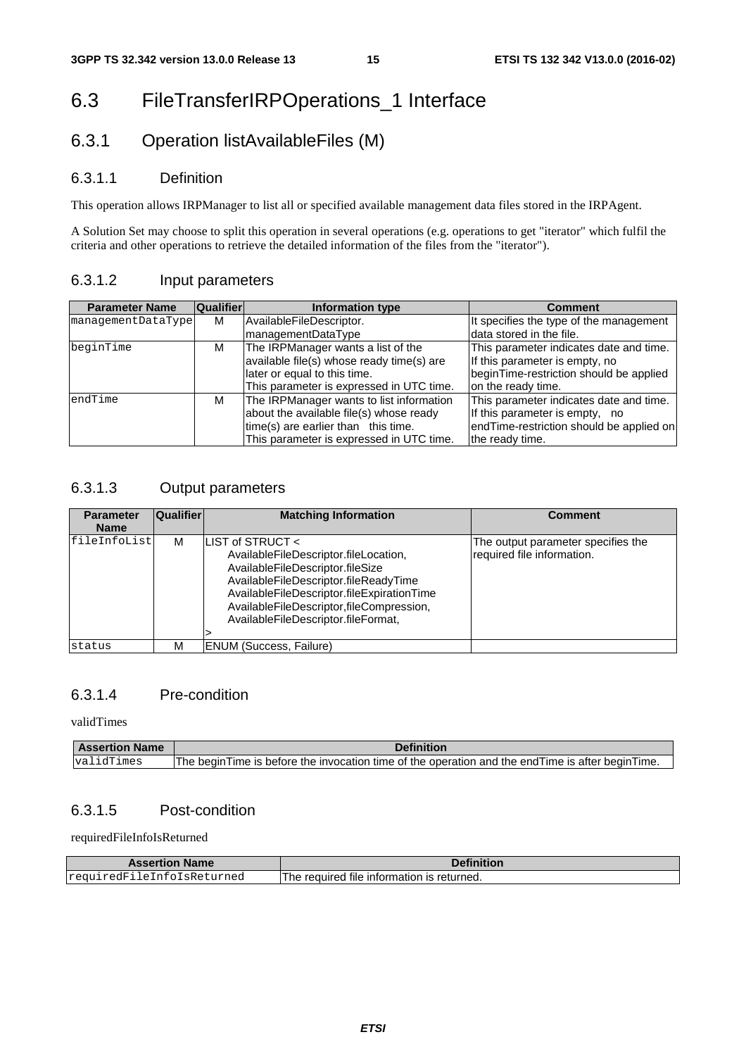# 6.3 FileTransferIRPOperations_1 Interface

## 6.3.1 Operation listAvailableFiles (M)

### 6.3.1.1 Definition

This operation allows IRPManager to list all or specified available management data files stored in the IRPAgent.

A Solution Set may choose to split this operation in several operations (e.g. operations to get "iterator" which fulfil the criteria and other operations to retrieve the detailed information of the files from the "iterator").

### 6.3.1.2 Input parameters

| Parameter Name | Qualifier | Information type | Comment |
|---|---|---|---|
| managementDataType | M | AvailableFileDescriptor. managementDataType | It specifies the type of the management data stored in the file. |
| beginTime | M | The IRPManager wants a list of the available file(s) whose ready time(s) are later or equal to this time. This parameter is expressed in UTC time. | This parameter indicates date and time. If this parameter is empty, no beginTime-restriction should be applied on the ready time. |
| endTime | M | The IRPManager wants to list information about the available file(s) whose ready time(s) are earlier than this time. This parameter is expressed in UTC time. | This parameter indicates date and time. If this parameter is empty, no endTime-restriction should be applied on the ready time. |

### 6.3.1.3 Output parameters

| Parameter Name | Qualifier | Matching Information | Comment |
|---|---|---|---|
| fileInfoList | M | LIST of STRUCT < AvailableFileDescriptor.fileLocation, AvailableFileDescriptor.fileSize AvailableFileDescriptor.fileReadyTime AvailableFileDescriptor.fileExpirationTime AvailableFileDescriptor,fileCompression, AvailableFileDescriptor.fileFormat, > | The output parameter specifies the required file information. |
| status | M | ENUM (Success, Failure) | |

### 6.3.1.4 Pre-condition

validTimes

| Assertion Name | Definition |
|---|---|
| validTimes | The beginTime is before the invocation time of the operation and the endTime is after beginTime. |

### 6.3.1.5 Post-condition

requiredFileInfoIsReturned

| Assertion Name | Definition |
|---|---|
| requiredFileInfoIsReturned | The required file information is returned. |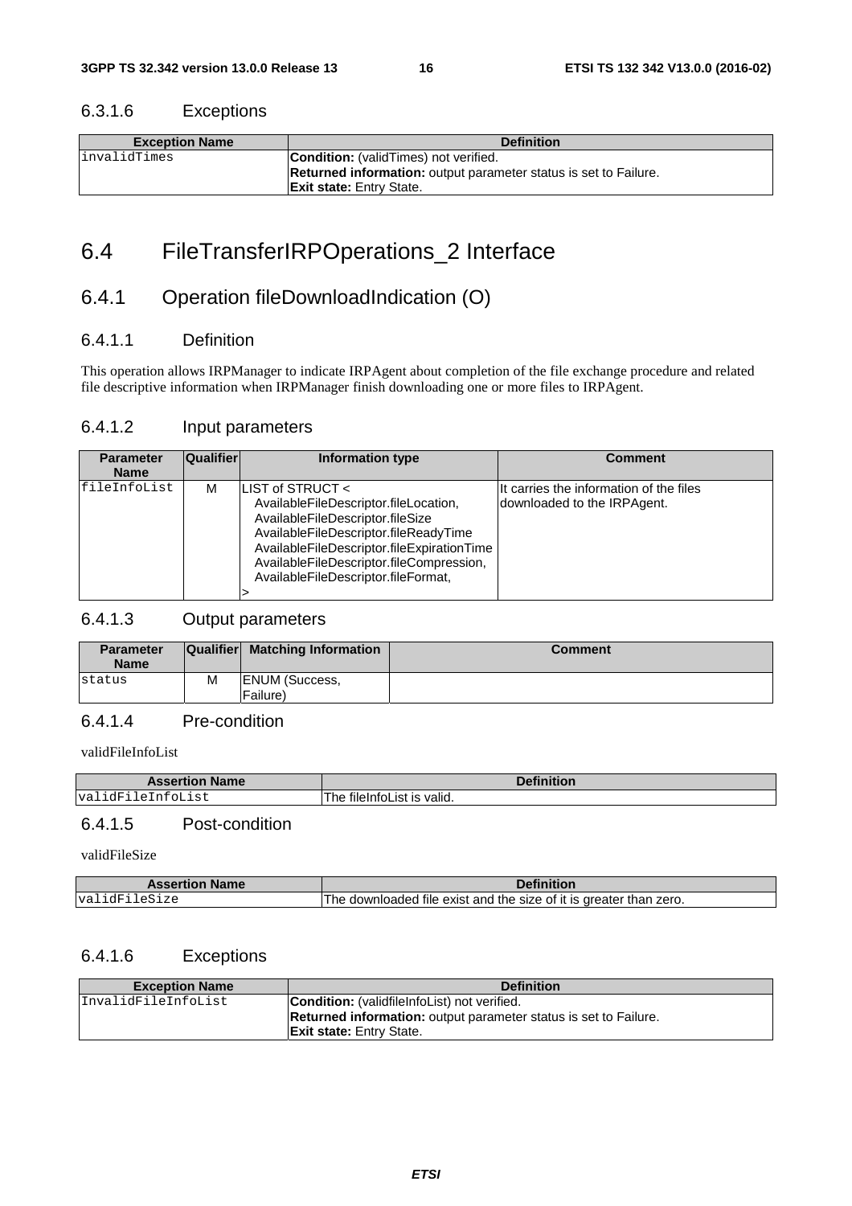### 6.3.1.6 Exceptions

| Exception Name | Definition |
| --- | --- |
| invalidTimes | **Condition:** (validTimes) not verified.<br>**Returned information:** output parameter status is set to Failure.<br>**Exit state:** Entry State. |

# 6.4 FileTransferIRPOperations_2 Interface

## 6.4.1 Operation fileDownloadIndication (O)

### 6.4.1.1 Definition

This operation allows IRPManager to indicate IRPAgent about completion of the file exchange procedure and related file descriptive information when IRPManager finish downloading one or more files to IRPAgent.

### 6.4.1.2 Input parameters

| Parameter Name | Qualifier | Information type | Comment |
| --- | --- | --- | --- |
| fileInfoList | M | LIST of STRUCT <<br>AvailableFileDescriptor.fileLocation,<br>AvailableFileDescriptor.fileSize<br>AvailableFileDescriptor.fileReadyTime<br>AvailableFileDescriptor.fileExpirationTime<br>AvailableFileDescriptor.fileCompression,<br>AvailableFileDescriptor.fileFormat,<br>> | It carries the information of the files downloaded to the IRPAgent. |

### 6.4.1.3 Output parameters

| Parameter Name | Qualifier | Matching Information | Comment |
| --- | --- | --- | --- |
| status | M | ENUM (Success, Failure) | |

### 6.4.1.4 Pre-condition

validFileInfoList

| Assertion Name | Definition |
| --- | --- |
| validFileInfoList | The fileInfoList is valid. |

### 6.4.1.5 Post-condition

validFileSize

| Assertion Name | Definition |
| --- | --- |
| validFileSize | The downloaded file exist and the size of it is greater than zero. |

### 6.4.1.6 Exceptions

| Exception Name | Definition |
| --- | --- |
| InvalidFileInfoList | **Condition:** (validfileInfoList) not verified.<br>**Returned information:** output parameter status is set to Failure.<br>**Exit state:** Entry State. |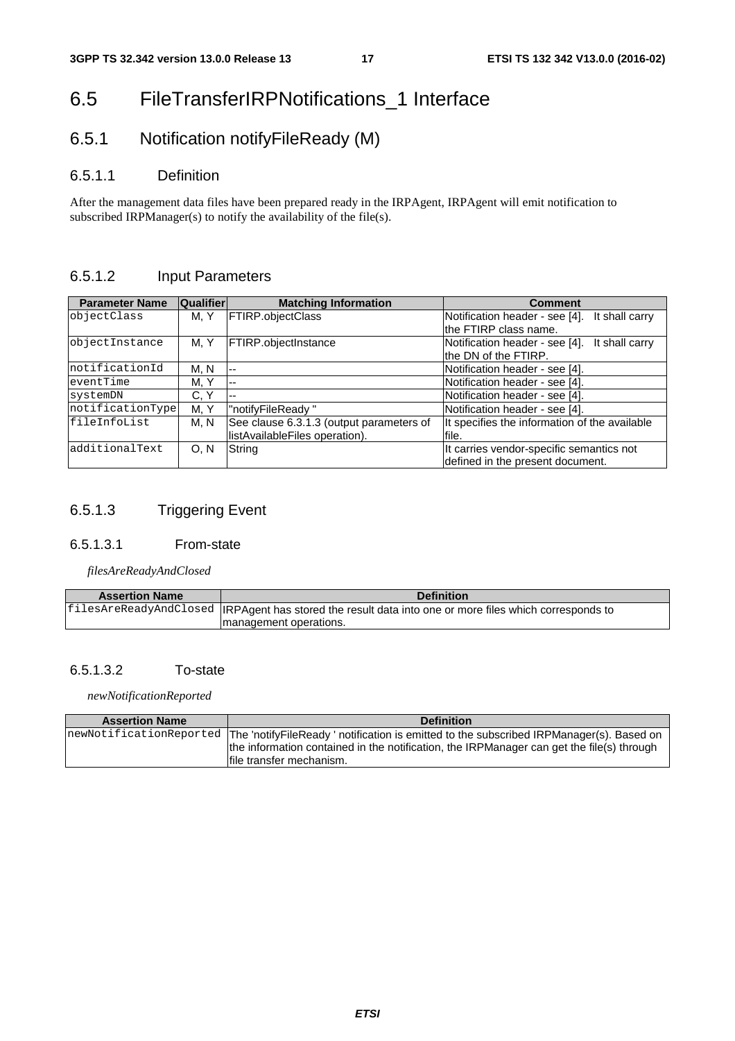# 6.5 FileTransferIRPNotifications_1 Interface

## 6.5.1 Notification notifyFileReady (M)

### 6.5.1.1 Definition

After the management data files have been prepared ready in the IRPAgent, IRPAgent will emit notification to subscribed IRPManager(s) to notify the availability of the file(s).

### 6.5.1.2 Input Parameters

| Parameter Name | Qualifier | Matching Information | Comment |
|---|---|---|---|
| objectClass | M, Y | FTIRP.objectClass | Notification header - see [4]. It shall carry the FTIRP class name. |
| objectInstance | M, Y | FTIRP.objectInstance | Notification header - see [4]. It shall carry the DN of the FTIRP. |
| notificationId | M, N | -- | Notification header - see [4]. |
| eventTime | M, Y | -- | Notification header - see [4]. |
| systemDN | C, Y | -- | Notification header - see [4]. |
| notificationType | M, Y | "notifyFileReady " | Notification header - see [4]. |
| fileInfoList | M, N | See clause 6.3.1.3 (output parameters of listAvailableFiles operation). | It specifies the information of the available file. |
| additionalText | O, N | String | It carries vendor-specific semantics not defined in the present document. |

### 6.5.1.3 Triggering Event

#### 6.5.1.3.1 From-state

*filesAreReadyAndClosed*

| Assertion Name | Definition |
|---|---|
| filesAreReadyAndClosed | IRPAgent has stored the result data into one or more files which corresponds to management operations. |

#### 6.5.1.3.2 To-state

*newNotificationReported*

| Assertion Name | Definition |
|---|---|
| newNotificationReported | The 'notifyFileReady ' notification is emitted to the subscribed IRPManager(s). Based on the information contained in the notification, the IRPManager can get the file(s) through file transfer mechanism. |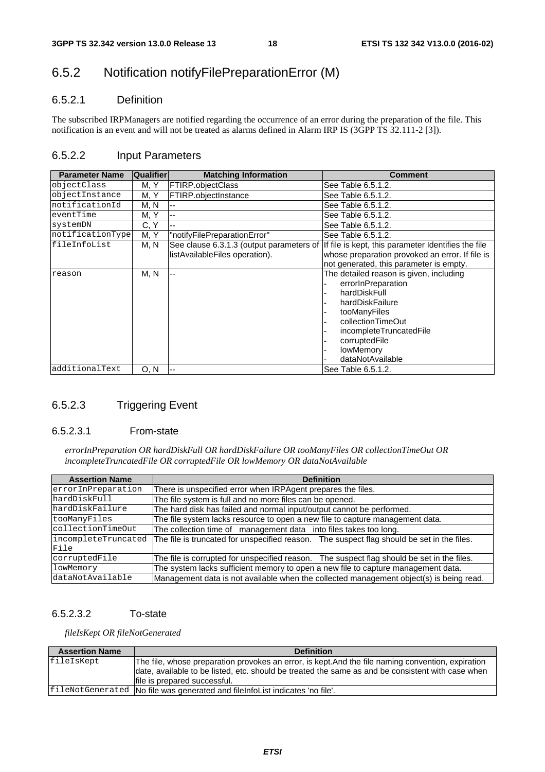## 6.5.2 Notification notifyFilePreparationError (M)

### 6.5.2.1 Definition

The subscribed IRPManagers are notified regarding the occurrence of an error during the preparation of the file. This notification is an event and will not be treated as alarms defined in Alarm IRP IS (3GPP TS 32.111-2 [3]).

### 6.5.2.2 Input Parameters

| Parameter Name | Qualifier | Matching Information | Comment |
|---|---|---|---|
| objectClass | M, Y | FTIRP.objectClass | See Table 6.5.1.2. |
| objectInstance | M, Y | FTIRP.objectInstance | See Table 6.5.1.2. |
| notificationId | M, N | -- | See Table 6.5.1.2. |
| eventTime | M, Y | -- | See Table 6.5.1.2. |
| systemDN | C, Y | -- | See Table 6.5.1.2. |
| notificationType | M, Y | "notifyFilePreparationError" | See Table 6.5.1.2. |
| fileInfoList | M, N | See clause 6.3.1.3 (output parameters of listAvailableFiles operation). | If file is kept, this parameter Identifies the file whose preparation provoked an error. If file is not generated, this parameter is empty. |
| reason | M, N | -- | The detailed reason is given, including<br>- errorInPreparation<br>- hardDiskFull<br>- hardDiskFailure<br>- tooManyFiles<br>- collectionTimeOut<br>- incompleteTruncatedFile<br>- corruptedFile<br>- lowMemory<br>- dataNotAvailable |
| additionalText | O, N | -- | See Table 6.5.1.2. |

### 6.5.2.3 Triggering Event

#### 6.5.2.3.1 From-state

*errorInPreparation OR hardDiskFull OR hardDiskFailure OR tooManyFiles OR collectionTimeOut OR incompleteTruncatedFile OR corruptedFile OR lowMemory OR dataNotAvailable*

| Assertion Name | Definition |
|---|---|
| errorInPreparation | There is unspecified error when IRPAgent prepares the files. |
| hardDiskFull | The file system is full and no more files can be opened. |
| hardDiskFailure | The hard disk has failed and normal input/output cannot be performed. |
| tooManyFiles | The file system lacks resource to open a new file to capture management data. |
| collectionTimeOut | The collection time of management data into files takes too long. |
| incompleteTruncatedFile | The file is truncated for unspecified reason. The suspect flag should be set in the files. |
| corruptedFile | The file is corrupted for unspecified reason. The suspect flag should be set in the files. |
| lowMemory | The system lacks sufficient memory to open a new file to capture management data. |
| dataNotAvailable | Management data is not available when the collected management object(s) is being read. |

#### 6.5.2.3.2 To-state

*fileIsKept OR fileNotGenerated*

| Assertion Name | Definition |
|---|---|
| fileIsKept | The file, whose preparation provokes an error, is kept.And the file naming convention, expiration date, available to be listed, etc. should be treated the same as and be consistent with case when file is prepared successful. |
| fileNotGenerated | No file was generated and fileInfoList indicates 'no file'. |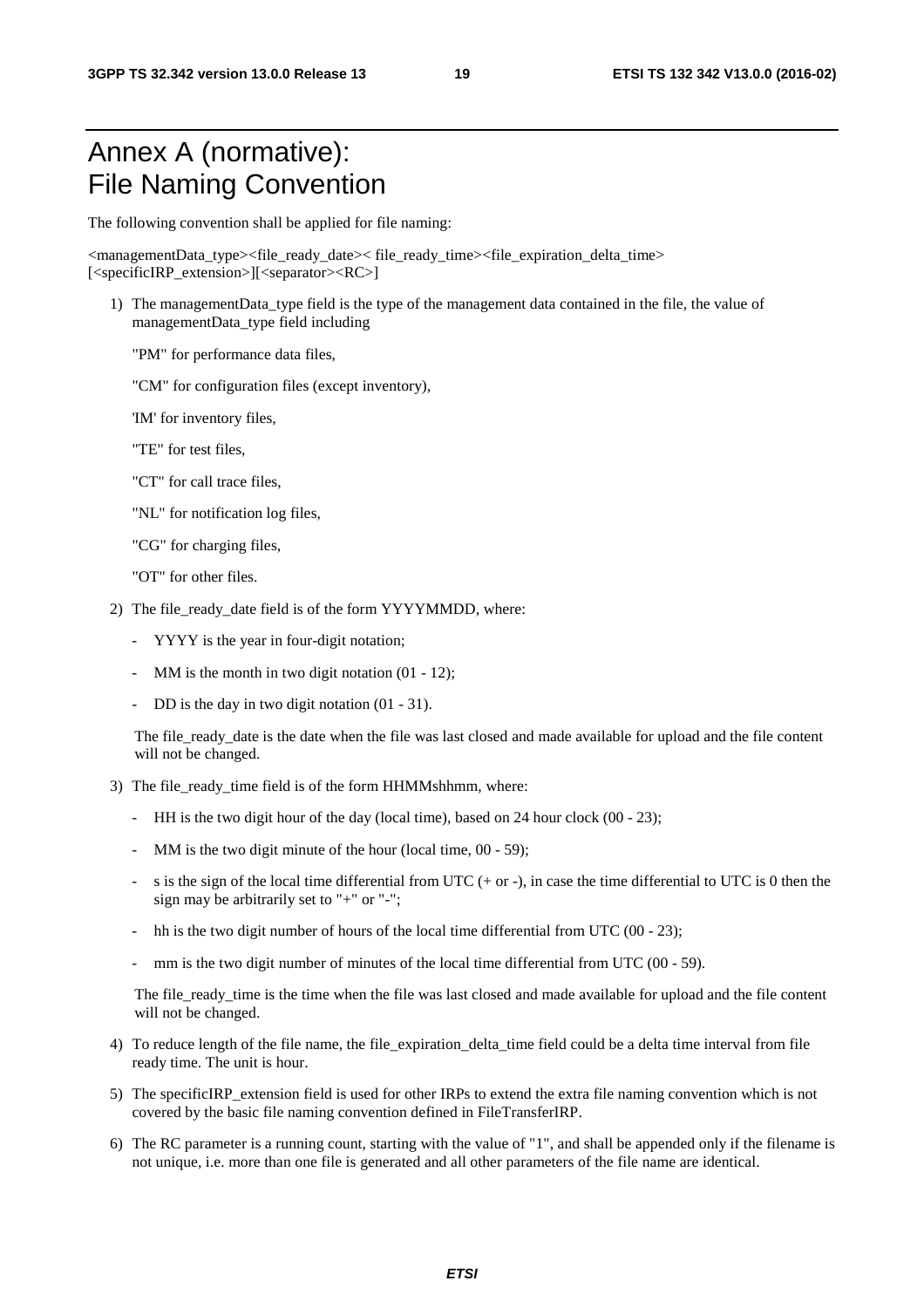# Annex A (normative): File Naming Convention

The following convention shall be applied for file naming:

<managementData_type><file_ready_date>< file_ready_time><file_expiration_delta_time>[<specificIRP_extension>][<separator><RC>]

1) The managementData_type field is the type of the management data contained in the file, the value of managementData_type field including

   "PM" for performance data files,

   "CM" for configuration files (except inventory),

   'IM' for inventory files,

   "TE" for test files,

   "CT" for call trace files,

   "NL" for notification log files,

   "CG" for charging files,

   "OT" for other files.

2) The file_ready_date field is of the form YYYYMMDD, where:

   - YYYY is the year in four-digit notation;
   - MM is the month in two digit notation (01 - 12);
   - DD is the day in two digit notation (01 - 31).

   The file_ready_date is the date when the file was last closed and made available for upload and the file content will not be changed.

3) The file_ready_time field is of the form HHMMshhmm, where:

   - HH is the two digit hour of the day (local time), based on 24 hour clock (00 - 23);
   - MM is the two digit minute of the hour (local time, 00 - 59);
   - s is the sign of the local time differential from UTC (+ or -), in case the time differential to UTC is 0 then the sign may be arbitrarily set to "+" or "-";
   - hh is the two digit number of hours of the local time differential from UTC (00 - 23);
   - mm is the two digit number of minutes of the local time differential from UTC (00 - 59).

   The file_ready_time is the time when the file was last closed and made available for upload and the file content will not be changed.

4) To reduce length of the file name, the file_expiration_delta_time field could be a delta time interval from file ready time. The unit is hour.

5) The specificIRP_extension field is used for other IRPs to extend the extra file naming convention which is not covered by the basic file naming convention defined in FileTransferIRP.

6) The RC parameter is a running count, starting with the value of "1", and shall be appended only if the filename is not unique, i.e. more than one file is generated and all other parameters of the file name are identical.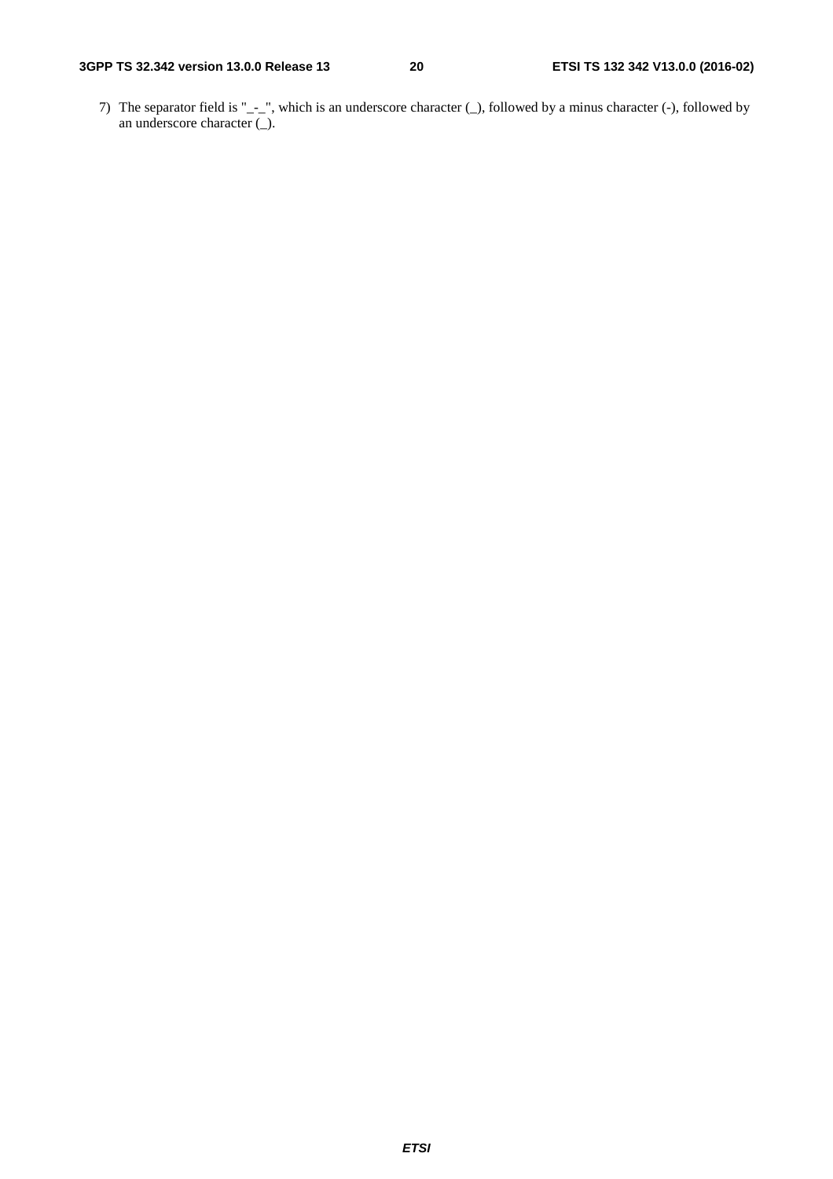7) The separator field is "_-_", which is an underscore character (_), followed by a minus character (-), followed by an underscore character (_).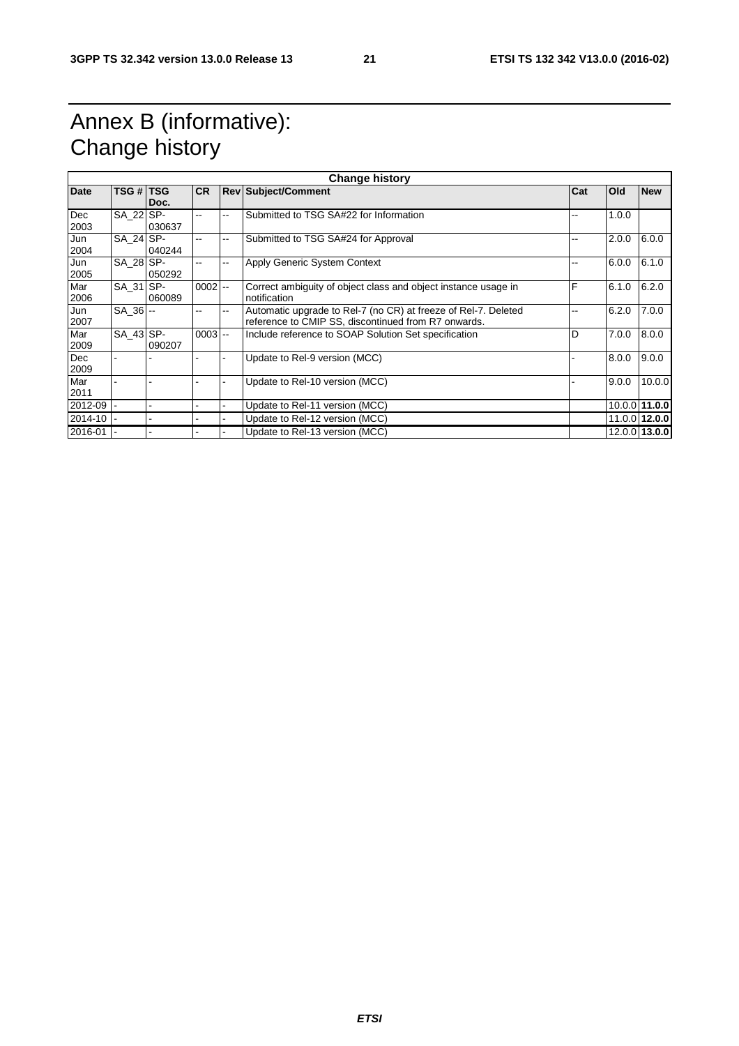# Annex B (informative): Change history

| Change history | | | | | | | | |
|---|---|---|---|---|---|---|---|---|
| **Date** | **TSG #** | **TSG Doc.** | **CR** | **Rev** | **Subject/Comment** | **Cat** | **Old** | **New** |
| Dec 2003 | SA_22 | SP-030637 | -- | -- | Submitted to TSG SA#22 for Information | -- | 1.0.0 | |
| Jun 2004 | SA_24 | SP-040244 | -- | -- | Submitted to TSG SA#24 for Approval | -- | 2.0.0 | 6.0.0 |
| Jun 2005 | SA_28 | SP-050292 | -- | -- | Apply Generic System Context | -- | 6.0.0 | 6.1.0 |
| Mar 2006 | SA_31 | SP-060089 | 0002 | -- | Correct ambiguity of object class and object instance usage in notification | F | 6.1.0 | 6.2.0 |
| Jun 2007 | SA_36 | -- | -- | -- | Automatic upgrade to Rel-7 (no CR) at freeze of Rel-7. Deleted reference to CMIP SS, discontinued from R7 onwards. | -- | 6.2.0 | 7.0.0 |
| Mar 2009 | SA_43 | SP-090207 | 0003 | -- | Include reference to SOAP Solution Set specification | D | 7.0.0 | 8.0.0 |
| Dec 2009 | - | - | - | - | Update to Rel-9 version (MCC) | - | 8.0.0 | 9.0.0 |
| Mar 2011 | - | - | - | - | Update to Rel-10 version (MCC) | - | 9.0.0 | 10.0.0 |
| 2012-09 | - | - | - | - | Update to Rel-11 version (MCC) | | 10.0.0 | **11.0.0** |
| 2014-10 | - | - | - | - | Update to Rel-12 version (MCC) | | 11.0.0 | **12.0.0** |
| 2016-01 | - | - | - | - | Update to Rel-13 version (MCC) | | 12.0.0 | **13.0.0** |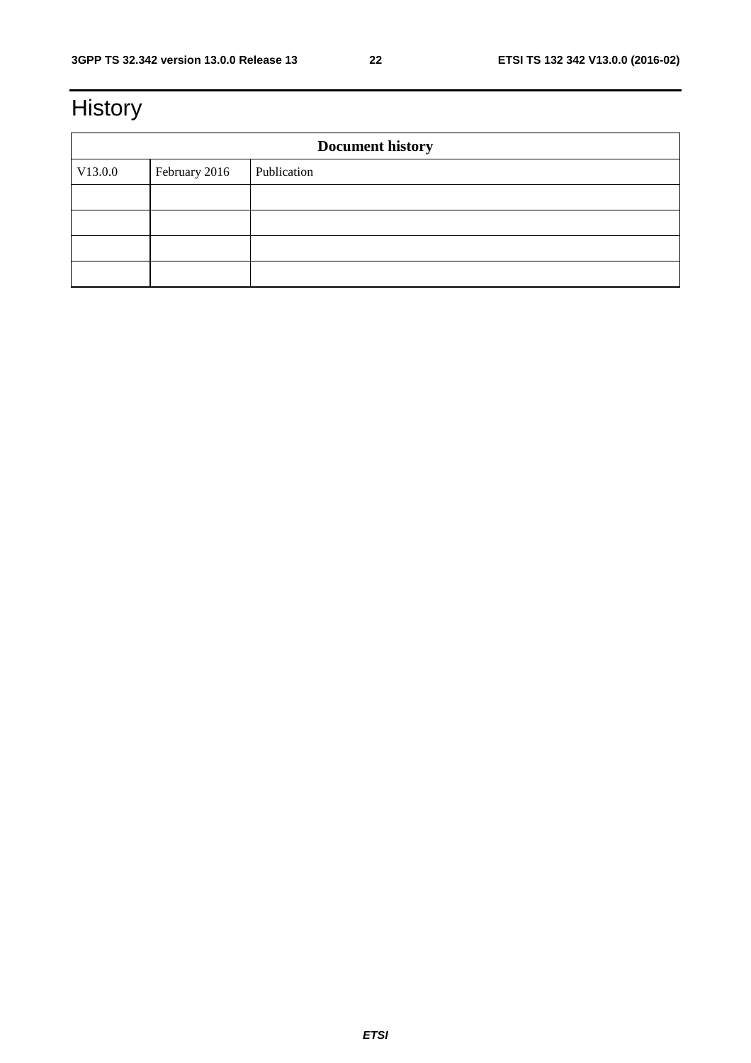# History

| Document history | | |
|---|---|---|
| V13.0.0 | February 2016 | Publication |
| | | |
| | | |
| | | |
| | | |